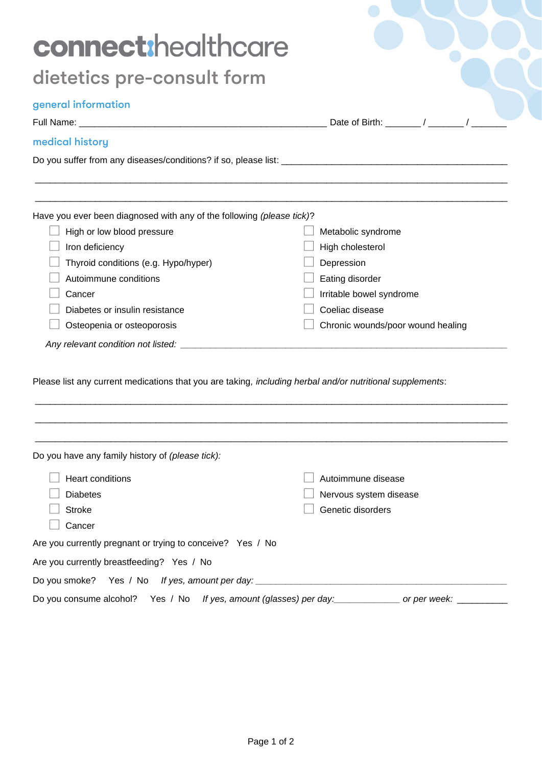# connect:healthcare

## dietetics pre-consult form

### general information

Full Name: ______________________________________________ Date of Birth: _______ / _______ / _______

### medical history

Do you suffer from any diseases/conditions? if so, please list: ____________________________________________

_____________________________________________________________________________________

_____________________________________________________________________________________

Have you ever been diagnosed with any of the following *(please tick)*?

- ☐ High or low blood pressure
- ☐ Iron deficiency
- ☐ Thyroid conditions (e.g. Hypo/hyper)
- ☐ Autoimmune conditions
- ☐ Cancer
- ☐ Diabetes or insulin resistance
- ☐ Osteopenia or osteoporosis
- ☐ Metabolic syndrome
- ☐ High cholesterol
- ☐ Depression
- ☐ Eating disorder
- ☐ Irritable bowel syndrome
- ☐ Coeliac disease
- ☐ Chronic wounds/poor wound healing

*Any relevant condition not listed:* ______________________________________________________________

Please list any current medications that you are taking, *including herbal and/or nutritional supplements*:

_____________________________________________________________________________________

_____________________________________________________________________________________

_____________________________________________________________________________________

Do you have any family history of *(please tick):*

- ☐ Heart conditions
- ☐ Diabetes
- ☐ Stroke
- ☐ Cancer
- ☐ Autoimmune disease
- ☐ Nervous system disease
- ☐ Genetic disorders

Are you currently pregnant or trying to conceive? Yes / No

Are you currently breastfeeding? Yes / No

Do you smoke? Yes / No *If yes, amount per day:* ______________________________________________

Do you consume alcohol? Yes / No *If yes, amount (glasses) per day:*_____________ *or per week:* __________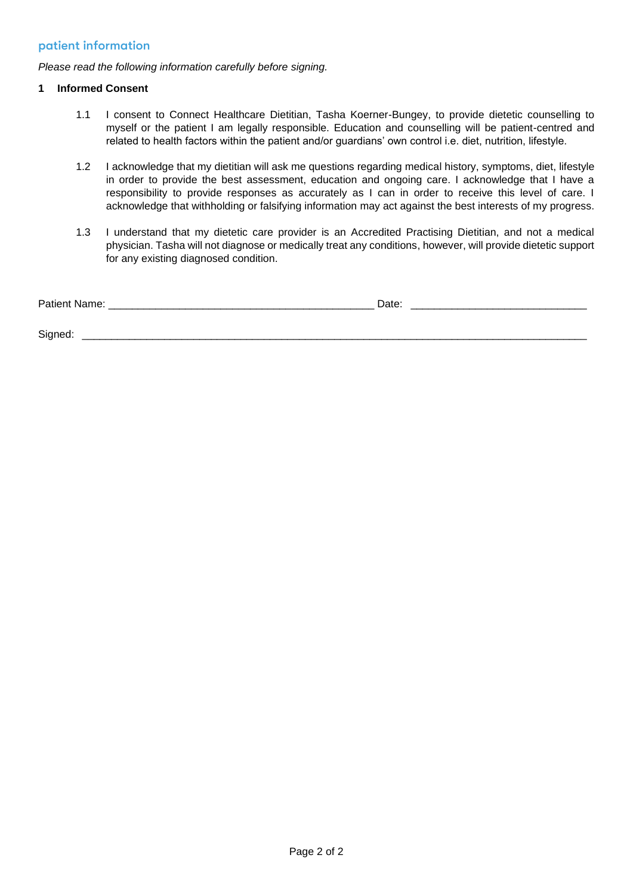## patient information

*Please read the following information carefully before signing.*

**1 Informed Consent**

1.1 I consent to Connect Healthcare Dietitian, Tasha Koerner-Bungey, to provide dietetic counselling to myself or the patient I am legally responsible. Education and counselling will be patient-centred and related to health factors within the patient and/or guardians' own control i.e. diet, nutrition, lifestyle.

1.2 I acknowledge that my dietitian will ask me questions regarding medical history, symptoms, diet, lifestyle in order to provide the best assessment, education and ongoing care. I acknowledge that I have a responsibility to provide responses as accurately as I can in order to receive this level of care. I acknowledge that withholding or falsifying information may act against the best interests of my progress.

1.3 I understand that my dietetic care provider is an Accredited Practising Dietitian, and not a medical physician. Tasha will not diagnose or medically treat any conditions, however, will provide dietetic support for any existing diagnosed condition.

Patient Name: ____________________________________________ Date: ____________________________

Signed: ____________________________________________________________________________________